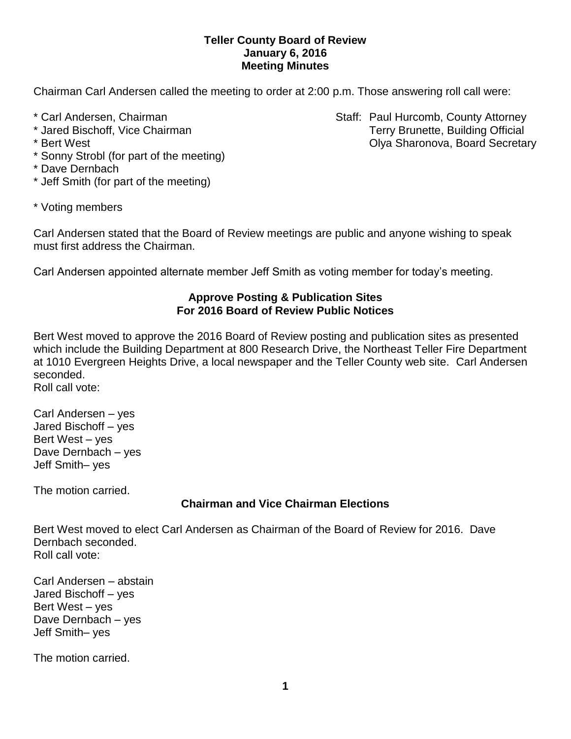**Teller County Board of Review**
**January 6, 2016**
**Meeting Minutes**

Chairman Carl Andersen called the meeting to order at 2:00 p.m. Those answering roll call were:

* Carl Andersen, Chairman
* Jared Bischoff, Vice Chairman
* Bert West
* Sonny Strobl (for part of the meeting)
* Dave Dernbach
* Jeff Smith (for part of the meeting)

Staff: Paul Hurcomb, County Attorney
Terry Brunette, Building Official
Olya Sharonova, Board Secretary

* Voting members

Carl Andersen stated that the Board of Review meetings are public and anyone wishing to speak must first address the Chairman.

Carl Andersen appointed alternate member Jeff Smith as voting member for today's meeting.

## Approve Posting & Publication Sites For 2016 Board of Review Public Notices

Bert West moved to approve the 2016 Board of Review posting and publication sites as presented which include the Building Department at 800 Research Drive, the Northeast Teller Fire Department at 1010 Evergreen Heights Drive, a local newspaper and the Teller County web site. Carl Andersen seconded.
Roll call vote:

Carl Andersen – yes
Jared Bischoff – yes
Bert West – yes
Dave Dernbach – yes
Jeff Smith– yes

The motion carried.

## Chairman and Vice Chairman Elections

Bert West moved to elect Carl Andersen as Chairman of the Board of Review for 2016. Dave Dernbach seconded.
Roll call vote:

Carl Andersen – abstain
Jared Bischoff – yes
Bert West – yes
Dave Dernbach – yes
Jeff Smith– yes

The motion carried.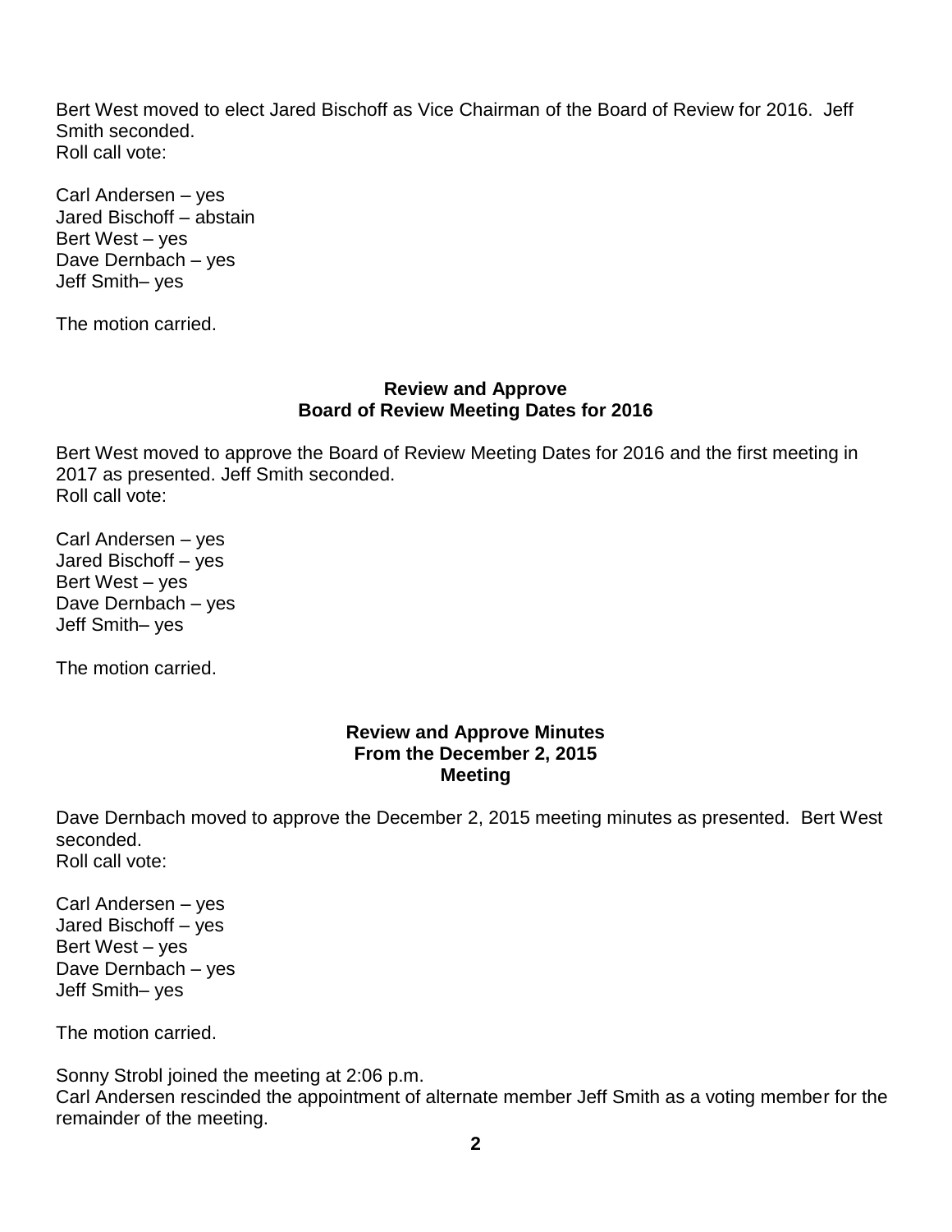Bert West moved to elect Jared Bischoff as Vice Chairman of the Board of Review for 2016. Jeff Smith seconded.
Roll call vote:

Carl Andersen – yes
Jared Bischoff – abstain
Bert West – yes
Dave Dernbach – yes
Jeff Smith– yes

The motion carried.

**Review and Approve**
**Board of Review Meeting Dates for 2016**

Bert West moved to approve the Board of Review Meeting Dates for 2016 and the first meeting in 2017 as presented. Jeff Smith seconded.
Roll call vote:

Carl Andersen – yes
Jared Bischoff – yes
Bert West – yes
Dave Dernbach – yes
Jeff Smith– yes

The motion carried.

**Review and Approve Minutes**
**From the December 2, 2015**
**Meeting**

Dave Dernbach moved to approve the December 2, 2015 meeting minutes as presented. Bert West seconded.
Roll call vote:

Carl Andersen – yes
Jared Bischoff – yes
Bert West – yes
Dave Dernbach – yes
Jeff Smith– yes

The motion carried.

Sonny Strobl joined the meeting at 2:06 p.m.
Carl Andersen rescinded the appointment of alternate member Jeff Smith as a voting member for the remainder of the meeting.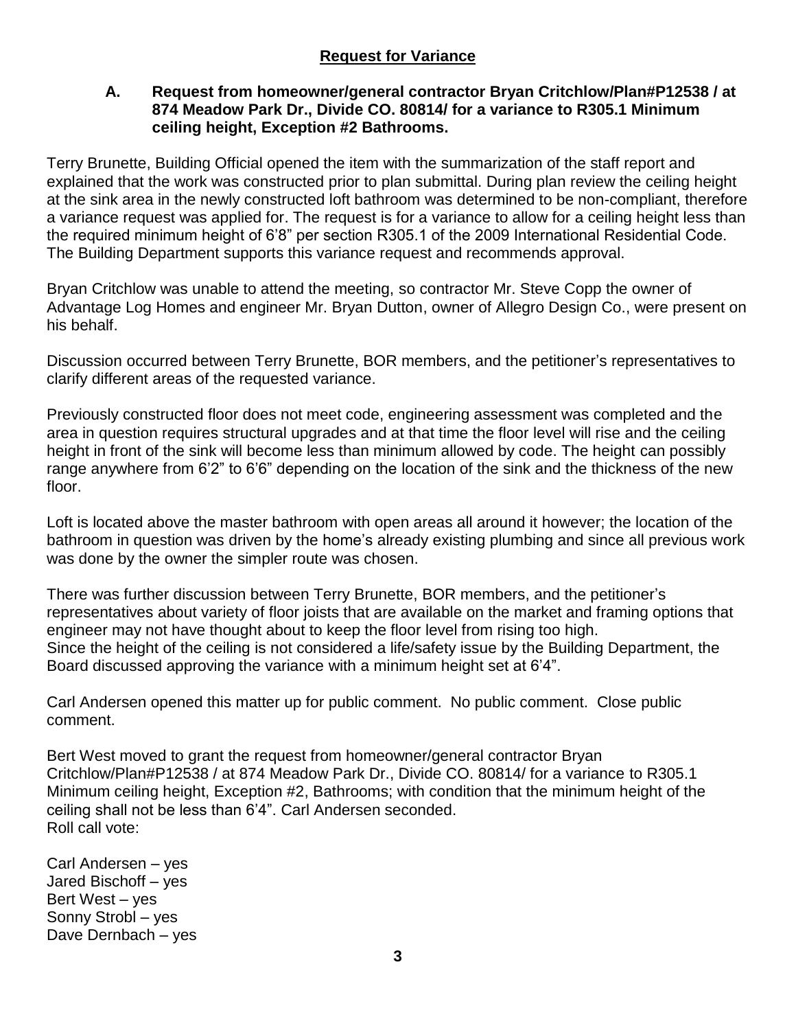## Request for Variance

**A. Request from homeowner/general contractor Bryan Critchlow/Plan#P12538 / at 874 Meadow Park Dr., Divide CO. 80814/ for a variance to R305.1 Minimum ceiling height, Exception #2 Bathrooms.**

Terry Brunette, Building Official opened the item with the summarization of the staff report and explained that the work was constructed prior to plan submittal. During plan review the ceiling height at the sink area in the newly constructed loft bathroom was determined to be non-compliant, therefore a variance request was applied for. The request is for a variance to allow for a ceiling height less than the required minimum height of 6'8" per section R305.1 of the 2009 International Residential Code. The Building Department supports this variance request and recommends approval.

Bryan Critchlow was unable to attend the meeting, so contractor Mr. Steve Copp the owner of Advantage Log Homes and engineer Mr. Bryan Dutton, owner of Allegro Design Co., were present on his behalf.

Discussion occurred between Terry Brunette, BOR members, and the petitioner's representatives to clarify different areas of the requested variance.

Previously constructed floor does not meet code, engineering assessment was completed and the area in question requires structural upgrades and at that time the floor level will rise and the ceiling height in front of the sink will become less than minimum allowed by code. The height can possibly range anywhere from 6'2" to 6'6" depending on the location of the sink and the thickness of the new floor.

Loft is located above the master bathroom with open areas all around it however; the location of the bathroom in question was driven by the home's already existing plumbing and since all previous work was done by the owner the simpler route was chosen.

There was further discussion between Terry Brunette, BOR members, and the petitioner's representatives about variety of floor joists that are available on the market and framing options that engineer may not have thought about to keep the floor level from rising too high.
Since the height of the ceiling is not considered a life/safety issue by the Building Department, the Board discussed approving the variance with a minimum height set at 6'4".

Carl Andersen opened this matter up for public comment. No public comment. Close public comment.

Bert West moved to grant the request from homeowner/general contractor Bryan Critchlow/Plan#P12538 / at 874 Meadow Park Dr., Divide CO. 80814/ for a variance to R305.1 Minimum ceiling height, Exception #2, Bathrooms; with condition that the minimum height of the ceiling shall not be less than 6'4". Carl Andersen seconded.
Roll call vote:

Carl Andersen – yes
Jared Bischoff – yes
Bert West – yes
Sonny Strobl – yes
Dave Dernbach – yes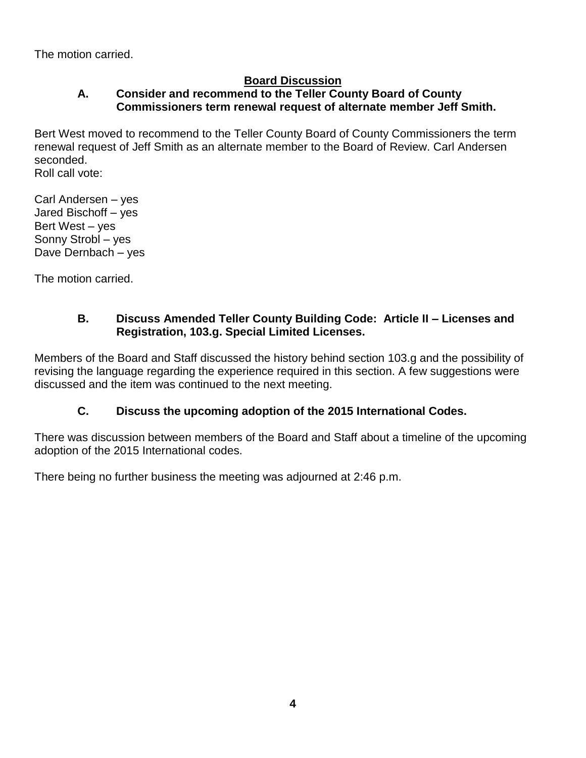The motion carried.

## Board Discussion

**A. Consider and recommend to the Teller County Board of County Commissioners term renewal request of alternate member Jeff Smith.**

Bert West moved to recommend to the Teller County Board of County Commissioners the term renewal request of Jeff Smith as an alternate member to the Board of Review. Carl Andersen seconded.
Roll call vote:

Carl Andersen – yes
Jared Bischoff – yes
Bert West – yes
Sonny Strobl – yes
Dave Dernbach – yes

The motion carried.

**B. Discuss Amended Teller County Building Code: Article II – Licenses and Registration, 103.g. Special Limited Licenses.**

Members of the Board and Staff discussed the history behind section 103.g and the possibility of revising the language regarding the experience required in this section. A few suggestions were discussed and the item was continued to the next meeting.

**C. Discuss the upcoming adoption of the 2015 International Codes.**

There was discussion between members of the Board and Staff about a timeline of the upcoming adoption of the 2015 International codes.

There being no further business the meeting was adjourned at 2:46 p.m.